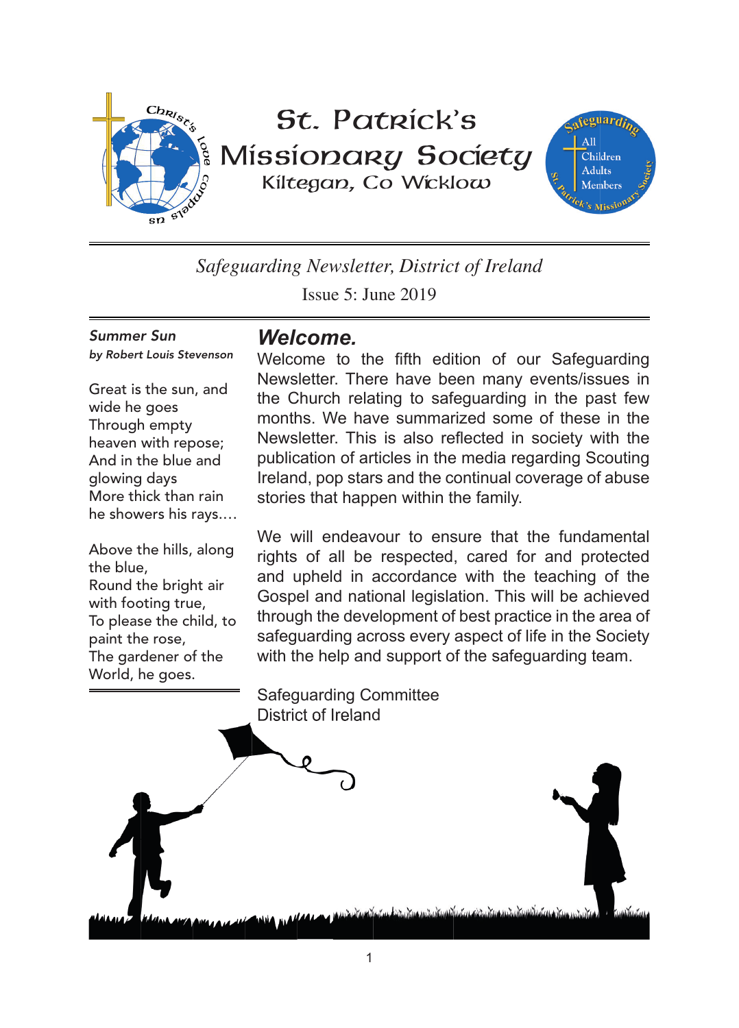# St. Patrick's Missionary Society

Kiltegan, Co Wicklow

*Safeguarding Newsletter, District of Ireland*

Issue 5: June 2019

## Welcome.

Welcome to the fifth edition of our Safeguarding Newsletter. There have been many events/issues in the Church relating to safeguarding in the past few months. We have summarized some of these in the Newsletter. This is also reflected in society with the publication of articles in the media regarding Scouting Ireland, pop stars and the continual coverage of abuse stories that happen within the family.

We will endeavour to ensure that the fundamental rights of all be respected, cared for and protected and upheld in accordance with the teaching of the Gospel and national legislation. This will be achieved through the development of best practice in the area of safeguarding across every aspect of life in the Society with the help and support of the safeguarding team.

Safeguarding Committee
District of Ireland

### *Summer Sun*

*by Robert Louis Stevenson*

Great is the sun, and wide he goes
Through empty heaven with repose;
And in the blue and glowing days
More thick than rain he showers his rays....

Above the hills, along the blue,
Round the bright air with footing true,
To please the child, to paint the rose,
The gardener of the World, he goes.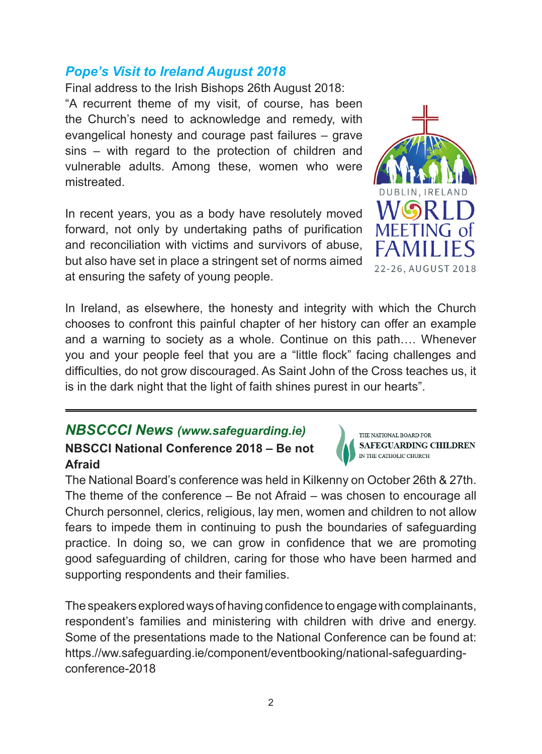## *Pope's Visit to Ireland August 2018*

Final address to the Irish Bishops 26th August 2018:

"A recurrent theme of my visit, of course, has been the Church's need to acknowledge and remedy, with evangelical honesty and courage past failures – grave sins – with regard to the protection of children and vulnerable adults. Among these, women who were mistreated.

In recent years, you as a body have resolutely moved forward, not only by undertaking paths of purification and reconciliation with victims and survivors of abuse, but also have set in place a stringent set of norms aimed at ensuring the safety of young people.

In Ireland, as elsewhere, the honesty and integrity with which the Church chooses to confront this painful chapter of her history can offer an example and a warning to society as a whole. Continue on this path…. Whenever you and your people feel that you are a "little flock" facing challenges and difficulties, do not grow discouraged. As Saint John of the Cross teaches us, it is in the dark night that the light of faith shines purest in our hearts".

---

## *NBSCCCI News (www.safeguarding.ie)*

### NBSCCI National Conference 2018 – Be not Afraid

The National Board's conference was held in Kilkenny on October 26th & 27th. The theme of the conference – Be not Afraid – was chosen to encourage all Church personnel, clerics, religious, lay men, women and children to not allow fears to impede them in continuing to push the boundaries of safeguarding practice. In doing so, we can grow in confidence that we are promoting good safeguarding of children, caring for those who have been harmed and supporting respondents and their families.

The speakers explored ways of having confidence to engage with complainants, respondent's families and ministering with children with drive and energy. Some of the presentations made to the National Conference can be found at: https.//ww.safeguarding.ie/component/eventbooking/national-safeguarding-conference-2018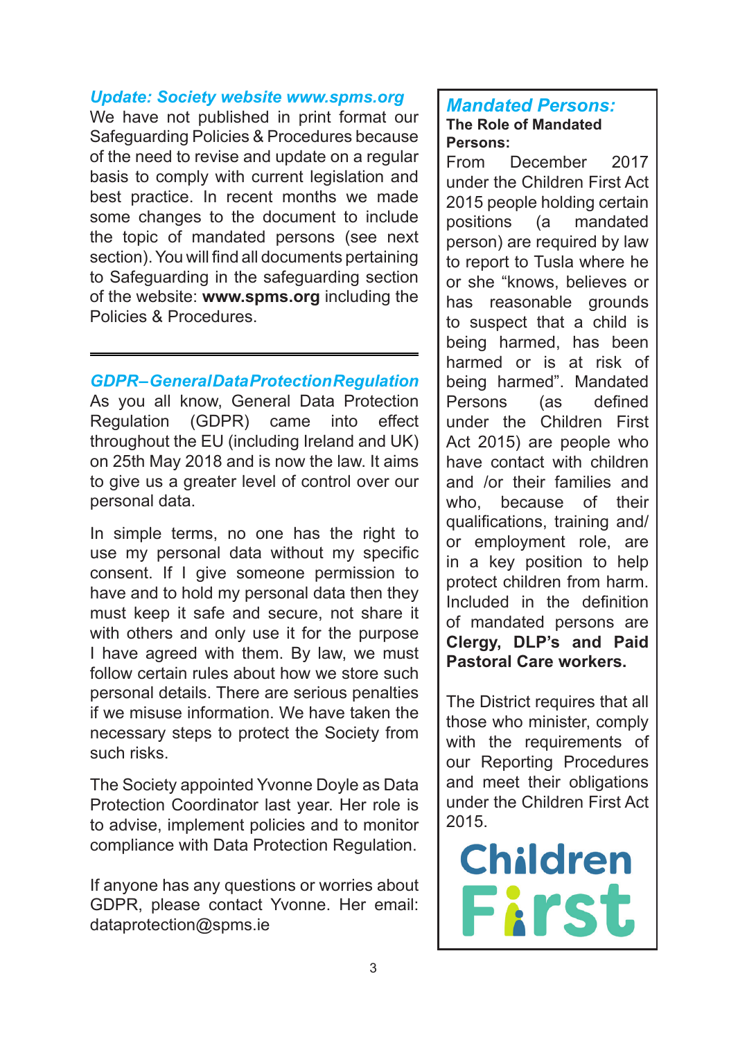## *Update: Society website www.spms.org*

We have not published in print format our Safeguarding Policies & Procedures because of the need to revise and update on a regular basis to comply with current legislation and best practice. In recent months we made some changes to the document to include the topic of mandated persons (see next section). You will find all documents pertaining to Safeguarding in the safeguarding section of the website: **www.spms.org** including the Policies & Procedures.

---

## *GDPR – General Data Protection Regulation*

As you all know, General Data Protection Regulation (GDPR) came into effect throughout the EU (including Ireland and UK) on 25th May 2018 and is now the law. It aims to give us a greater level of control over our personal data.

In simple terms, no one has the right to use my personal data without my specific consent. If I give someone permission to have and to hold my personal data then they must keep it safe and secure, not share it with others and only use it for the purpose I have agreed with them. By law, we must follow certain rules about how we store such personal details. There are serious penalties if we misuse information. We have taken the necessary steps to protect the Society from such risks.

The Society appointed Yvonne Doyle as Data Protection Coordinator last year. Her role is to advise, implement policies and to monitor compliance with Data Protection Regulation.

If anyone has any questions or worries about GDPR, please contact Yvonne. Her email: dataprotection@spms.ie

## *Mandated Persons:*

**The Role of Mandated Persons:**

From December 2017 under the Children First Act 2015 people holding certain positions (a mandated person) are required by law to report to Tusla where he or she "knows, believes or has reasonable grounds to suspect that a child is being harmed, has been harmed or is at risk of being harmed". Mandated Persons (as defined under the Children First Act 2015) are people who have contact with children and /or their families and who, because of their qualifications, training and/ or employment role, are in a key position to help protect children from harm. Included in the definition of mandated persons are **Clergy, DLP's and Paid Pastoral Care workers.**

The District requires that all those who minister, comply with the requirements of our Reporting Procedures and meet their obligations under the Children First Act 2015.

Children First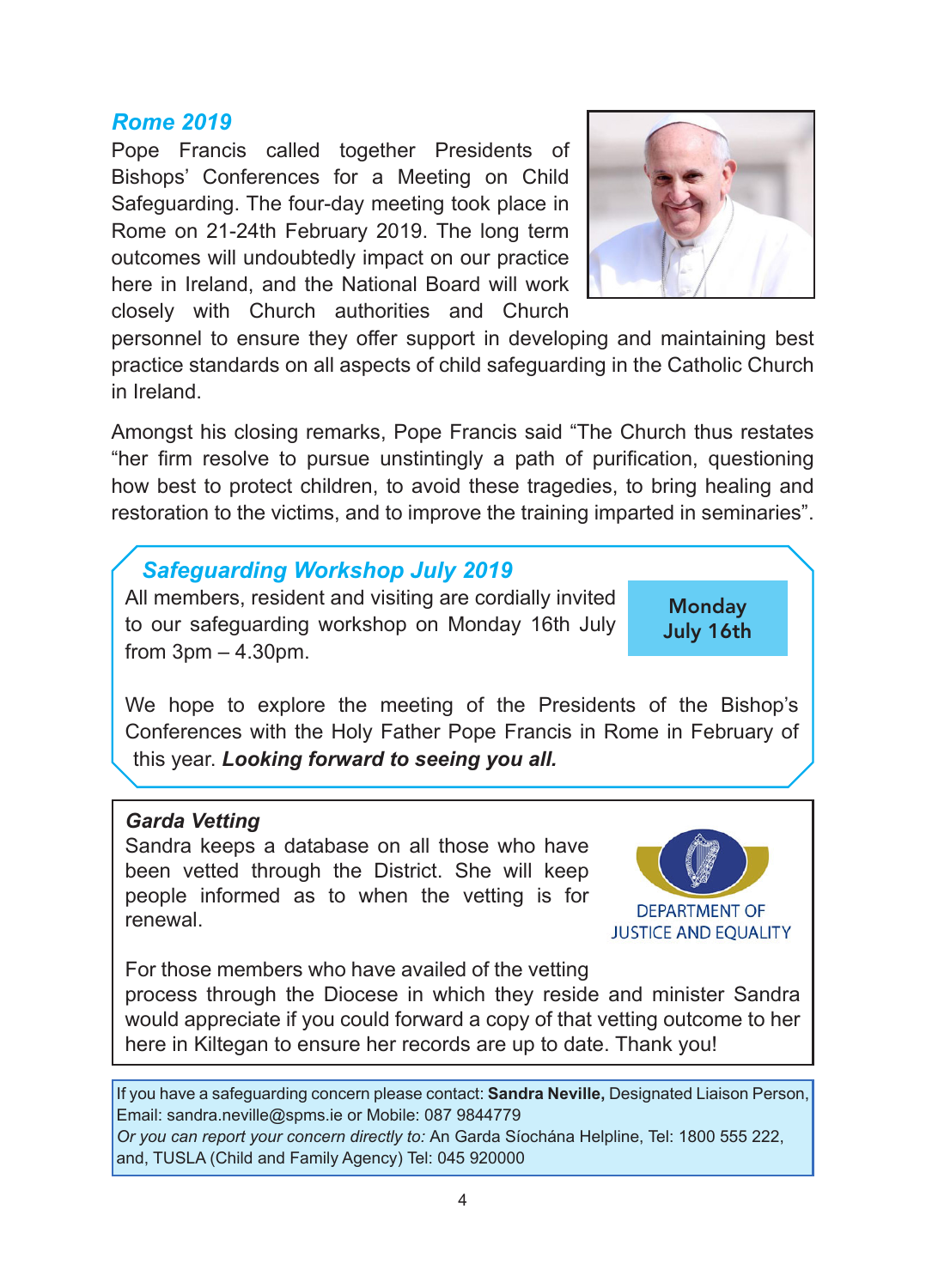## *Rome 2019*

Pope Francis called together Presidents of Bishops' Conferences for a Meeting on Child Safeguarding. The four-day meeting took place in Rome on 21-24th February 2019. The long term outcomes will undoubtedly impact on our practice here in Ireland, and the National Board will work closely with Church authorities and Church personnel to ensure they offer support in developing and maintaining best practice standards on all aspects of child safeguarding in the Catholic Church in Ireland.

Amongst his closing remarks, Pope Francis said "The Church thus restates "her firm resolve to pursue unstintingly a path of purification, questioning how best to protect children, to avoid these tragedies, to bring healing and restoration to the victims, and to improve the training imparted in seminaries".

## *Safeguarding Workshop July 2019*

All members, resident and visiting are cordially invited to our safeguarding workshop on Monday 16th July from 3pm – 4.30pm.

**Monday July 16th**

We hope to explore the meeting of the Presidents of the Bishop's Conferences with the Holy Father Pope Francis in Rome in February of this year. ***Looking forward to seeing you all.***

## *Garda Vetting*

Sandra keeps a database on all those who have been vetted through the District. She will keep people informed as to when the vetting is for renewal.

DEPARTMENT OF JUSTICE AND EQUALITY

For those members who have availed of the vetting process through the Diocese in which they reside and minister Sandra would appreciate if you could forward a copy of that vetting outcome to her here in Kiltegan to ensure her records are up to date. Thank you!

If you have a safeguarding concern please contact: **Sandra Neville,** Designated Liaison Person, Email: sandra.neville@spms.ie or Mobile: 087 9844779
*Or you can report your concern directly to:* An Garda Síochána Helpline, Tel: 1800 555 222, and, TUSLA (Child and Family Agency) Tel: 045 920000